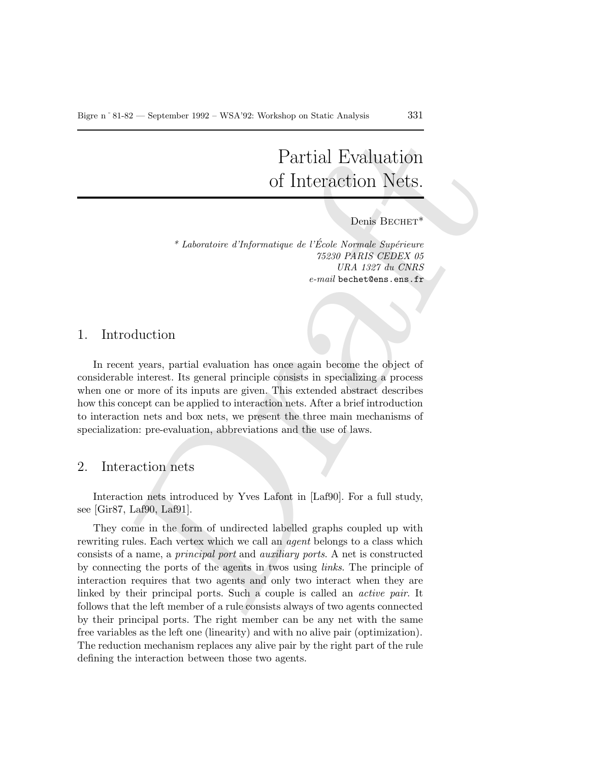# Partial Evaluation of Interaction Nets.

Denis BECHET*

\* *Laboratoire d'Informatique de l'École Normale Supérieure*
*75230 PARIS CEDEX 05*
*URA 1327 du CNRS*
*e-mail* bechet@ens.ens.fr

## 1. Introduction

In recent years, partial evaluation has once again become the object of considerable interest. Its general principle consists in specializing a process when one or more of its inputs are given. This extended abstract describes how this concept can be applied to interaction nets. After a brief introduction to interaction nets and box nets, we present the three main mechanisms of specialization: pre-evaluation, abbreviations and the use of laws.

## 2. Interaction nets

Interaction nets introduced by Yves Lafont in [Laf90]. For a full study, see [Gir87, Laf90, Laf91].

They come in the form of undirected labelled graphs coupled up with rewriting rules. Each vertex which we call an *agent* belongs to a class which consists of a name, a *principal port* and *auxiliary ports*. A net is constructed by connecting the ports of the agents in twos using *links*. The principle of interaction requires that two agents and only two interact when they are linked by their principal ports. Such a couple is called an *active pair*. It follows that the left member of a rule consists always of two agents connected by their principal ports. The right member can be any net with the same free variables as the left one (linearity) and with no alive pair (optimization). The reduction mechanism replaces any alive pair by the right part of the rule defining the interaction between those two agents.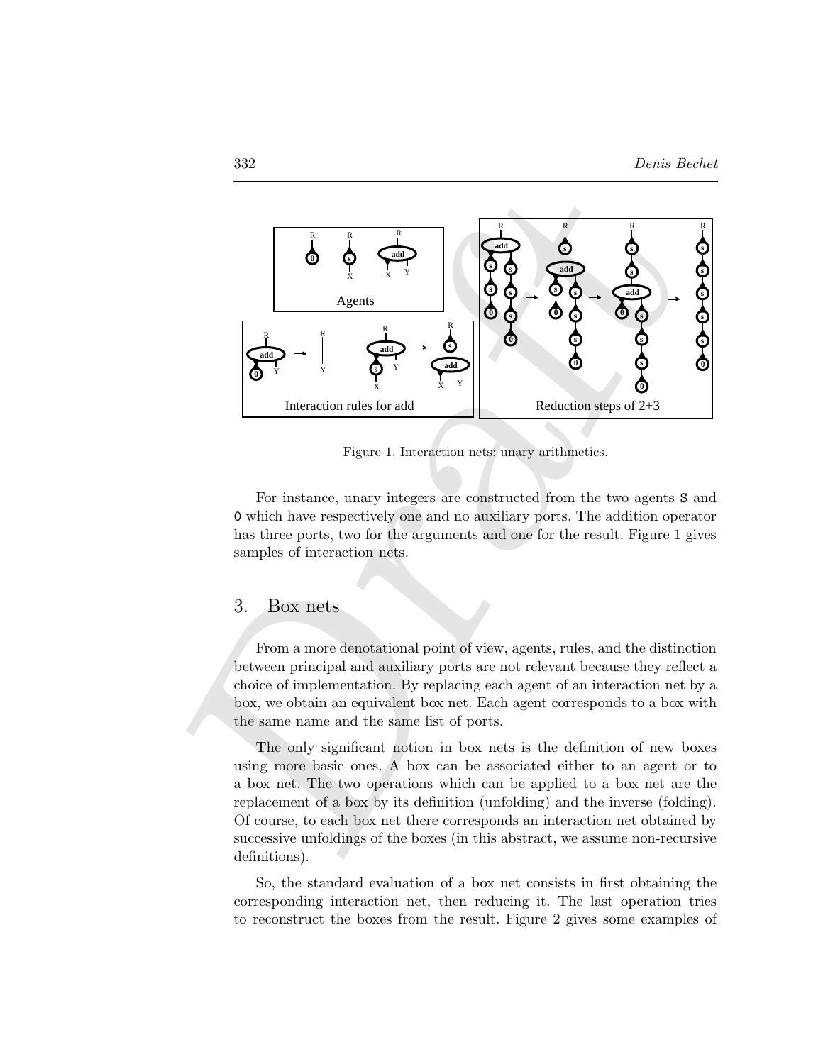Figure 1. Interaction nets: unary arithmetics.

For instance, unary integers are constructed from the two agents S and 0 which have respectively one and no auxiliary ports. The addition operator has three ports, two for the arguments and one for the result. Figure 1 gives samples of interaction nets.

## 3. Box nets

From a more denotational point of view, agents, rules, and the distinction between principal and auxiliary ports are not relevant because they reflect a choice of implementation. By replacing each agent of an interaction net by a box, we obtain an equivalent box net. Each agent corresponds to a box with the same name and the same list of ports.

The only significant notion in box nets is the definition of new boxes using more basic ones. A box can be associated either to an agent or to a box net. The two operations which can be applied to a box net are the replacement of a box by its definition (unfolding) and the inverse (folding). Of course, to each box net there corresponds an interaction net obtained by successive unfoldings of the boxes (in this abstract, we assume non-recursive definitions).

So, the standard evaluation of a box net consists in first obtaining the corresponding interaction net, then reducing it. The last operation tries to reconstruct the boxes from the result. Figure 2 gives some examples of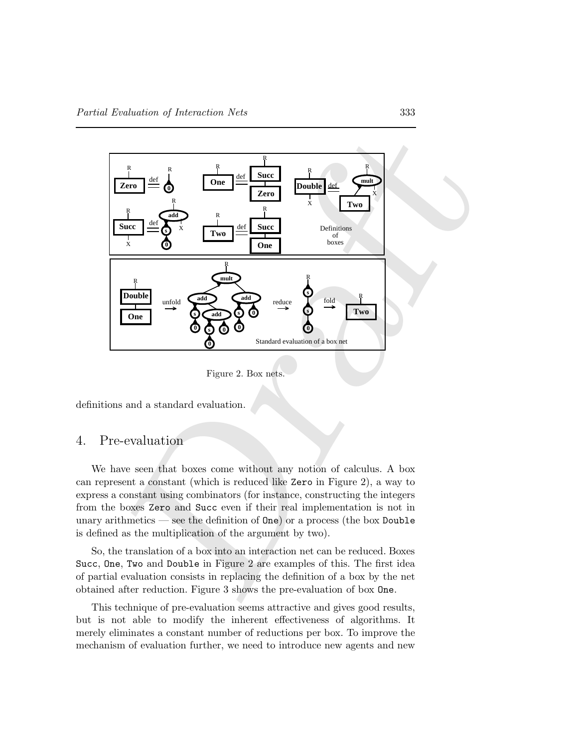Figure 2. Box nets.

definitions and a standard evaluation.

## 4. Pre-evaluation

We have seen that boxes come without any notion of calculus. A box can represent a constant (which is reduced like `Zero` in Figure 2), a way to express a constant using combinators (for instance, constructing the integers from the boxes `Zero` and `Succ` even if their real implementation is not in unary arithmetics — see the definition of `One`) or a process (the box `Double` is defined as the multiplication of the argument by two).

So, the translation of a box into an interaction net can be reduced. Boxes `Succ`, `One`, `Two` and `Double` in Figure 2 are examples of this. The first idea of partial evaluation consists in replacing the definition of a box by the net obtained after reduction. Figure 3 shows the pre-evaluation of box `One`.

This technique of pre-evaluation seems attractive and gives good results, but is not able to modify the inherent effectiveness of algorithms. It merely eliminates a constant number of reductions per box. To improve the mechanism of evaluation further, we need to introduce new agents and new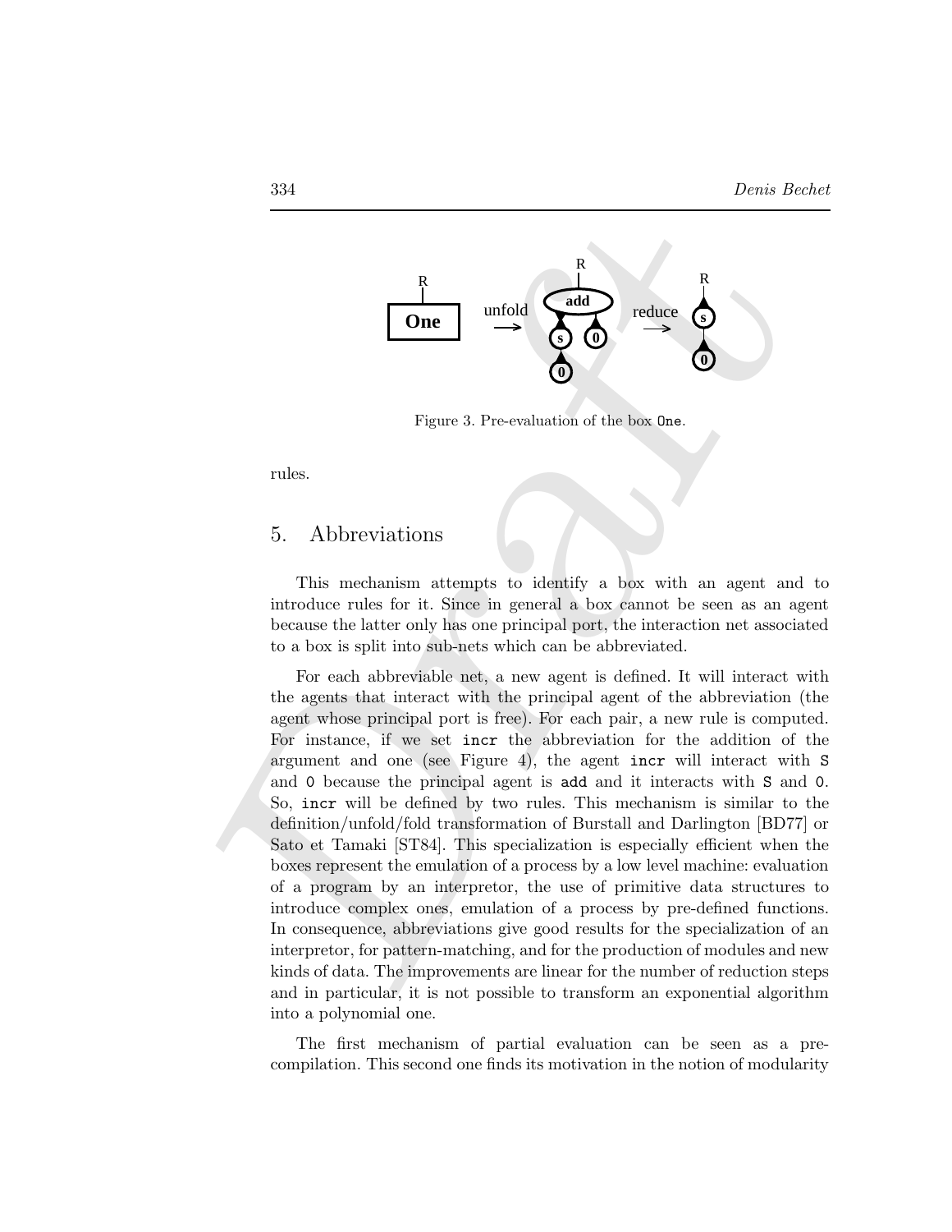Figure 3. Pre-evaluation of the box `One`.

rules.

## 5. Abbreviations

This mechanism attempts to identify a box with an agent and to introduce rules for it. Since in general a box cannot be seen as an agent because the latter only has one principal port, the interaction net associated to a box is split into sub-nets which can be abbreviated.

For each abbreviable net, a new agent is defined. It will interact with the agents that interact with the principal agent of the abbreviation (the agent whose principal port is free). For each pair, a new rule is computed. For instance, if we set `incr` the abbreviation for the addition of the argument and one (see Figure 4), the agent `incr` will interact with `S` and `0` because the principal agent is `add` and it interacts with `S` and `0`. So, `incr` will be defined by two rules. This mechanism is similar to the definition/unfold/fold transformation of Burstall and Darlington [BD77] or Sato et Tamaki [ST84]. This specialization is especially efficient when the boxes represent the emulation of a process by a low level machine: evaluation of a program by an interpretor, the use of primitive data structures to introduce complex ones, emulation of a process by pre-defined functions. In consequence, abbreviations give good results for the specialization of an interpretor, for pattern-matching, and for the production of modules and new kinds of data. The improvements are linear for the number of reduction steps and in particular, it is not possible to transform an exponential algorithm into a polynomial one.

The first mechanism of partial evaluation can be seen as a pre-compilation. This second one finds its motivation in the notion of modularity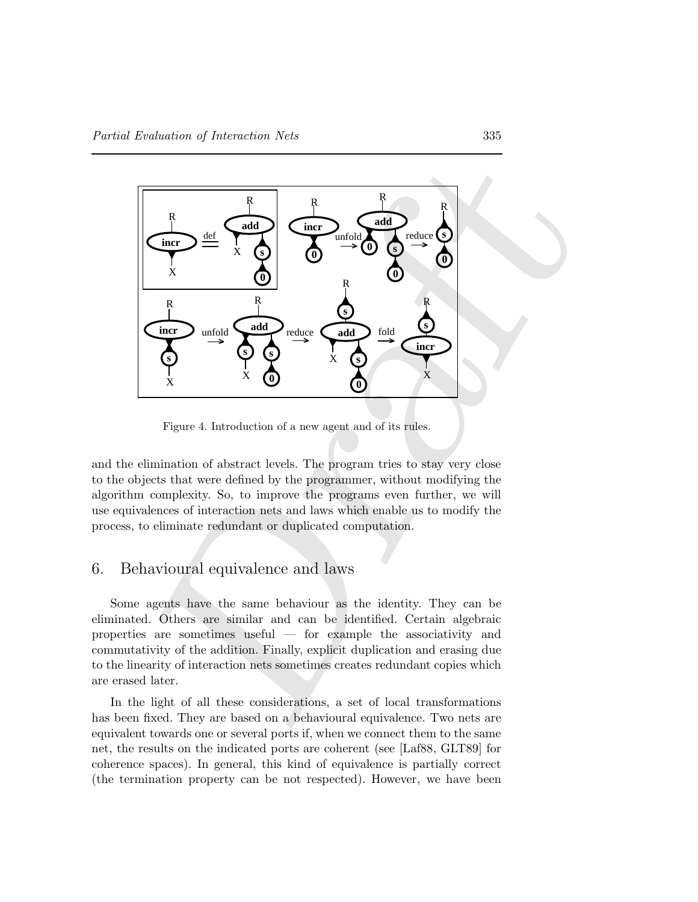Figure 4. Introduction of a new agent and of its rules.

and the elimination of abstract levels. The program tries to stay very close to the objects that were defined by the programmer, without modifying the algorithm complexity. So, to improve the programs even further, we will use equivalences of interaction nets and laws which enable us to modify the process, to eliminate redundant or duplicated computation.

## 6. Behavioural equivalence and laws

Some agents have the same behaviour as the identity. They can be eliminated. Others are similar and can be identified. Certain algebraic properties are sometimes useful — for example the associativity and commutativity of the addition. Finally, explicit duplication and erasing due to the linearity of interaction nets sometimes creates redundant copies which are erased later.

In the light of all these considerations, a set of local transformations has been fixed. They are based on a behavioural equivalence. Two nets are equivalent towards one or several ports if, when we connect them to the same net, the results on the indicated ports are coherent (see [Laf88, GLT89] for coherence spaces). In general, this kind of equivalence is partially correct (the termination property can be not respected). However, we have been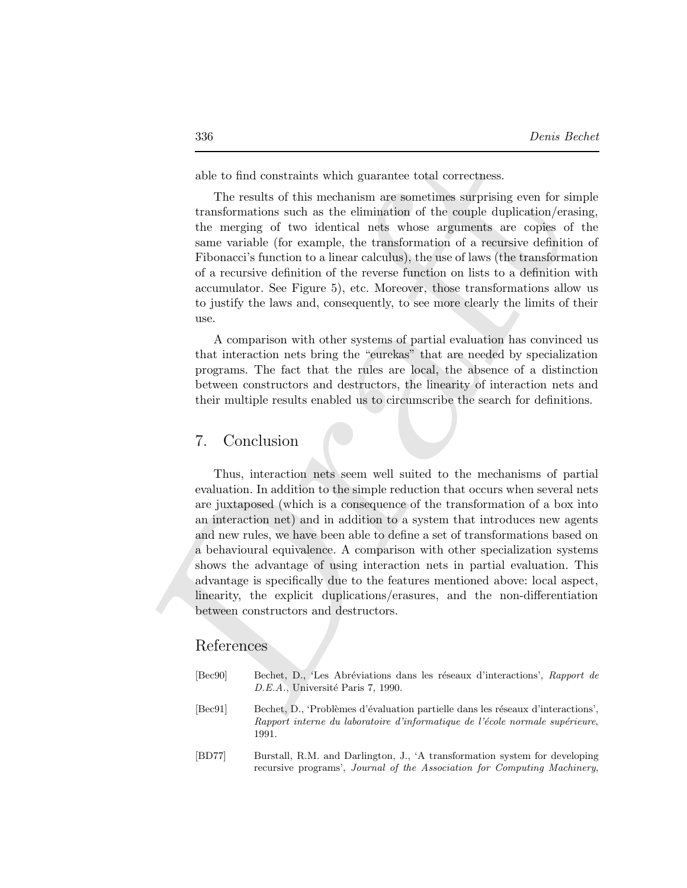able to find constraints which guarantee total correctness.

The results of this mechanism are sometimes surprising even for simple transformations such as the elimination of the couple duplication/erasing, the merging of two identical nets whose arguments are copies of the same variable (for example, the transformation of a recursive definition of Fibonacci's function to a linear calculus), the use of laws (the transformation of a recursive definition of the reverse function on lists to a definition with accumulator. See Figure 5), etc. Moreover, those transformations allow us to justify the laws and, consequently, to see more clearly the limits of their use.

A comparison with other systems of partial evaluation has convinced us that interaction nets bring the "eurekas" that are needed by specialization programs. The fact that the rules are local, the absence of a distinction between constructors and destructors, the linearity of interaction nets and their multiple results enabled us to circumscribe the search for definitions.

## 7. Conclusion

Thus, interaction nets seem well suited to the mechanisms of partial evaluation. In addition to the simple reduction that occurs when several nets are juxtaposed (which is a consequence of the transformation of a box into an interaction net) and in addition to a system that introduces new agents and new rules, we have been able to define a set of transformations based on a behavioural equivalence. A comparison with other specialization systems shows the advantage of using interaction nets in partial evaluation. This advantage is specifically due to the features mentioned above: local aspect, linearity, the explicit duplications/erasures, and the non-differentiation between constructors and destructors.

## References

[Bec90] Bechet, D., 'Les Abréviations dans les réseaux d'interactions', *Rapport de D.E.A.*, Université Paris 7, 1990.

[Bec91] Bechet, D., 'Problèmes d'évaluation partielle dans les réseaux d'interactions', *Rapport interne du laboratoire d'informatique de l'école normale supérieure*, 1991.

[BD77] Burstall, R.M. and Darlington, J., 'A transformation system for developing recursive programs', *Journal of the Association for Computing Machinery*,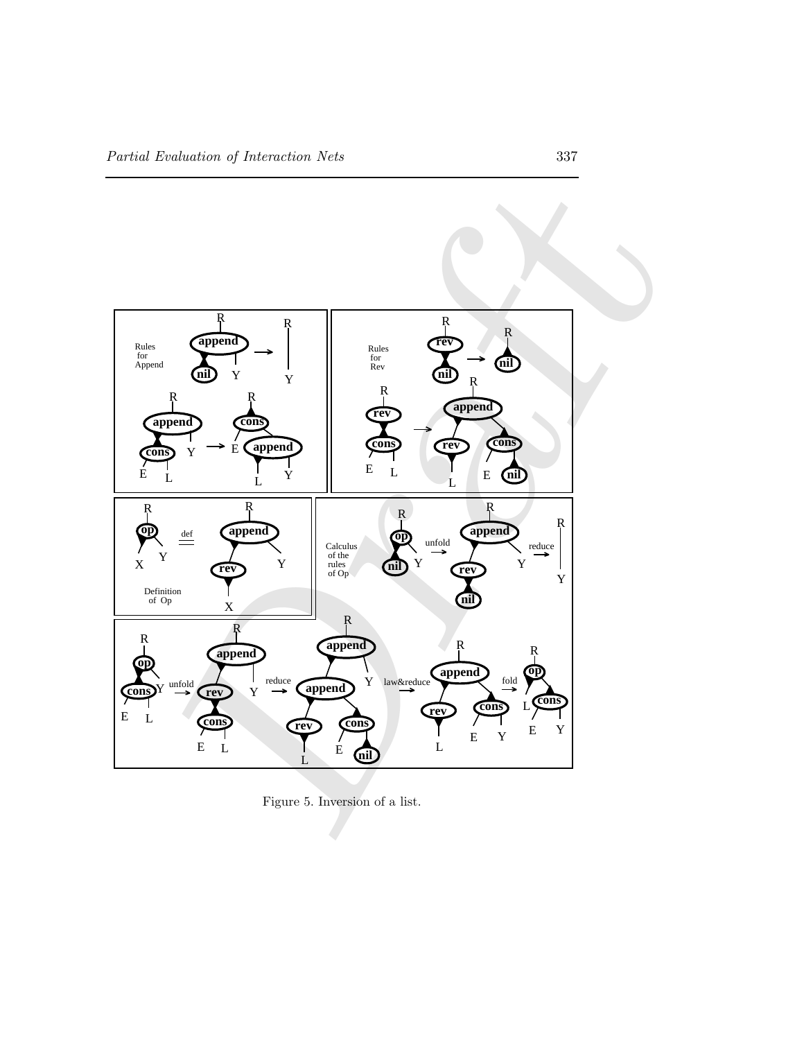Figure 5. Inversion of a list.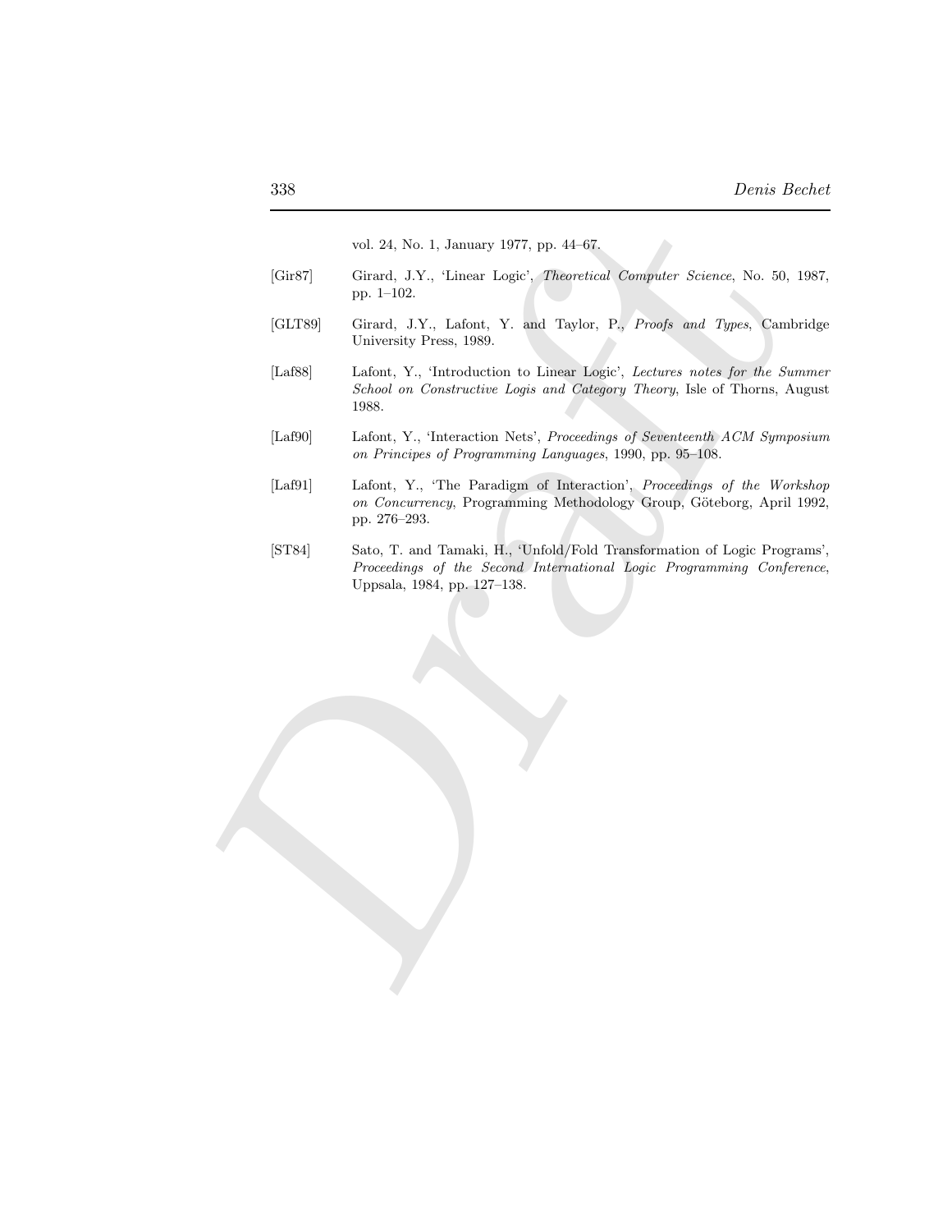vol. 24, No. 1, January 1977, pp. 44–67.

[Gir87] Girard, J.Y., 'Linear Logic', *Theoretical Computer Science*, No. 50, 1987, pp. 1–102.

[GLT89] Girard, J.Y., Lafont, Y. and Taylor, P., *Proofs and Types*, Cambridge University Press, 1989.

[Laf88] Lafont, Y., 'Introduction to Linear Logic', *Lectures notes for the Summer School on Constructive Logis and Category Theory*, Isle of Thorns, August 1988.

[Laf90] Lafont, Y., 'Interaction Nets', *Proceedings of Seventeenth ACM Symposium on Principes of Programming Languages*, 1990, pp. 95–108.

[Laf91] Lafont, Y., 'The Paradigm of Interaction', *Proceedings of the Workshop on Concurrency*, Programming Methodology Group, Göteborg, April 1992, pp. 276–293.

[ST84] Sato, T. and Tamaki, H., 'Unfold/Fold Transformation of Logic Programs', *Proceedings of the Second International Logic Programming Conference*, Uppsala, 1984, pp. 127–138.